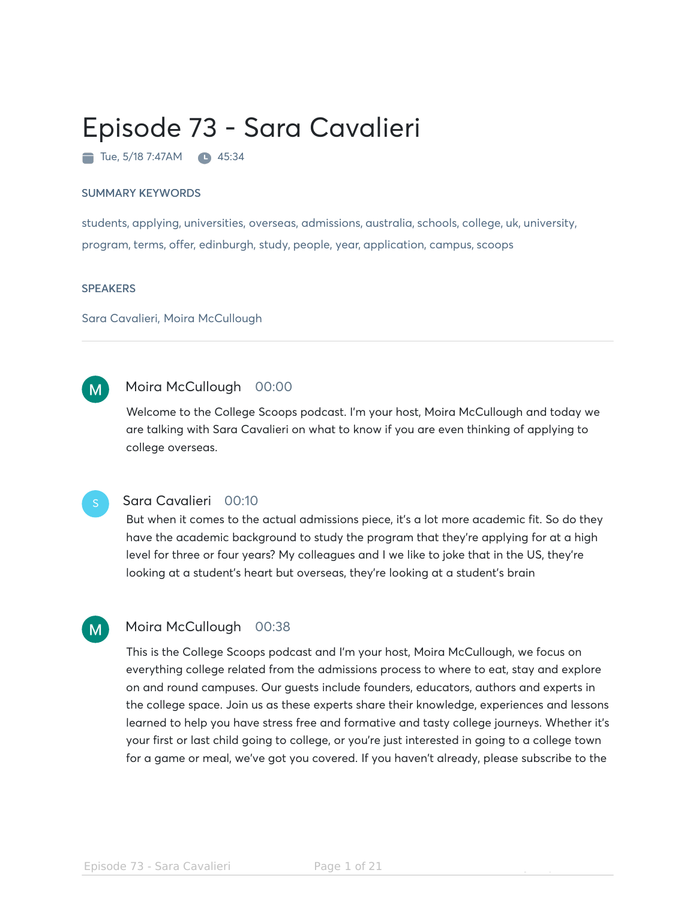# Episode 73 - Sara Cavalieri

Tue, 5/18 7:47AM 45:34

### SUMMARY KEYWORDS

students, applying, universities, overseas, admissions, australia, schools, college, uk, university, program, terms, offer, edinburgh, study, people, year, application, campus, scoops

### SPEAKERS

Sara Cavalieri, Moira McCullough

---

**Moira McCullough** 00:00

Welcome to the College Scoops podcast. I'm your host, Moira McCullough and today we are talking with Sara Cavalieri on what to know if you are even thinking of applying to college overseas.

**Sara Cavalieri** 00:10

But when it comes to the actual admissions piece, it's a lot more academic fit. So do they have the academic background to study the program that they're applying for at a high level for three or four years? My colleagues and I we like to joke that in the US, they're looking at a student's heart but overseas, they're looking at a student's brain

**Moira McCullough** 00:38

This is the College Scoops podcast and I'm your host, Moira McCullough, we focus on everything college related from the admissions process to where to eat, stay and explore on and round campuses. Our guests include founders, educators, authors and experts in the college space. Join us as these experts share their knowledge, experiences and lessons learned to help you have stress free and formative and tasty college journeys. Whether it's your first or last child going to college, or you're just interested in going to a college town for a game or meal, we've got you covered. If you haven't already, please subscribe to the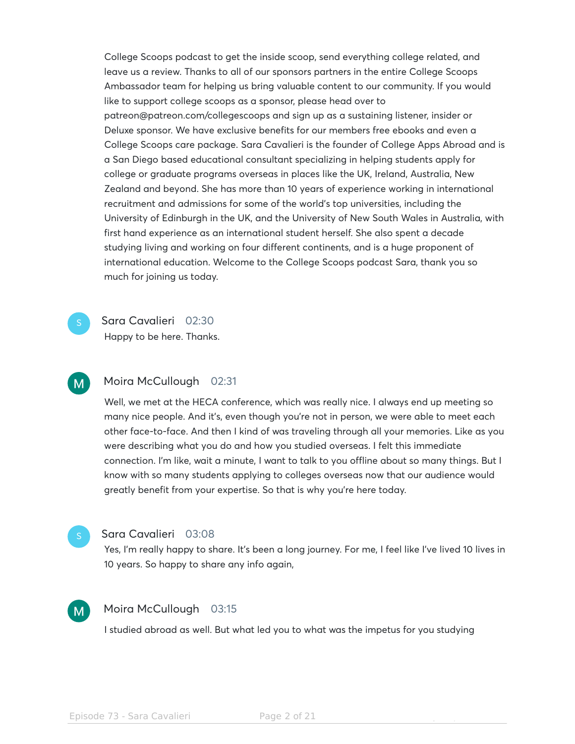College Scoops podcast to get the inside scoop, send everything college related, and leave us a review. Thanks to all of our sponsors partners in the entire College Scoops Ambassador team for helping us bring valuable content to our community. If you would like to support college scoops as a sponsor, please head over to patreon@patreon.com/collegescoops and sign up as a sustaining listener, insider or Deluxe sponsor. We have exclusive benefits for our members free ebooks and even a College Scoops care package. Sara Cavalieri is the founder of College Apps Abroad and is a San Diego based educational consultant specializing in helping students apply for college or graduate programs overseas in places like the UK, Ireland, Australia, New Zealand and beyond. She has more than 10 years of experience working in international recruitment and admissions for some of the world's top universities, including the University of Edinburgh in the UK, and the University of New South Wales in Australia, with first hand experience as an international student herself. She also spent a decade studying living and working on four different continents, and is a huge proponent of international education. Welcome to the College Scoops podcast Sara, thank you so much for joining us today.

**Sara Cavalieri** 02:30

Happy to be here. Thanks.

**Moira McCullough** 02:31

Well, we met at the HECA conference, which was really nice. I always end up meeting so many nice people. And it's, even though you're not in person, we were able to meet each other face-to-face. And then I kind of was traveling through all your memories. Like as you were describing what you do and how you studied overseas. I felt this immediate connection. I'm like, wait a minute, I want to talk to you offline about so many things. But I know with so many students applying to colleges overseas now that our audience would greatly benefit from your expertise. So that is why you're here today.

**Sara Cavalieri** 03:08

Yes, I'm really happy to share. It's been a long journey. For me, I feel like I've lived 10 lives in 10 years. So happy to share any info again,

**Moira McCullough** 03:15

I studied abroad as well. But what led you to what was the impetus for you studying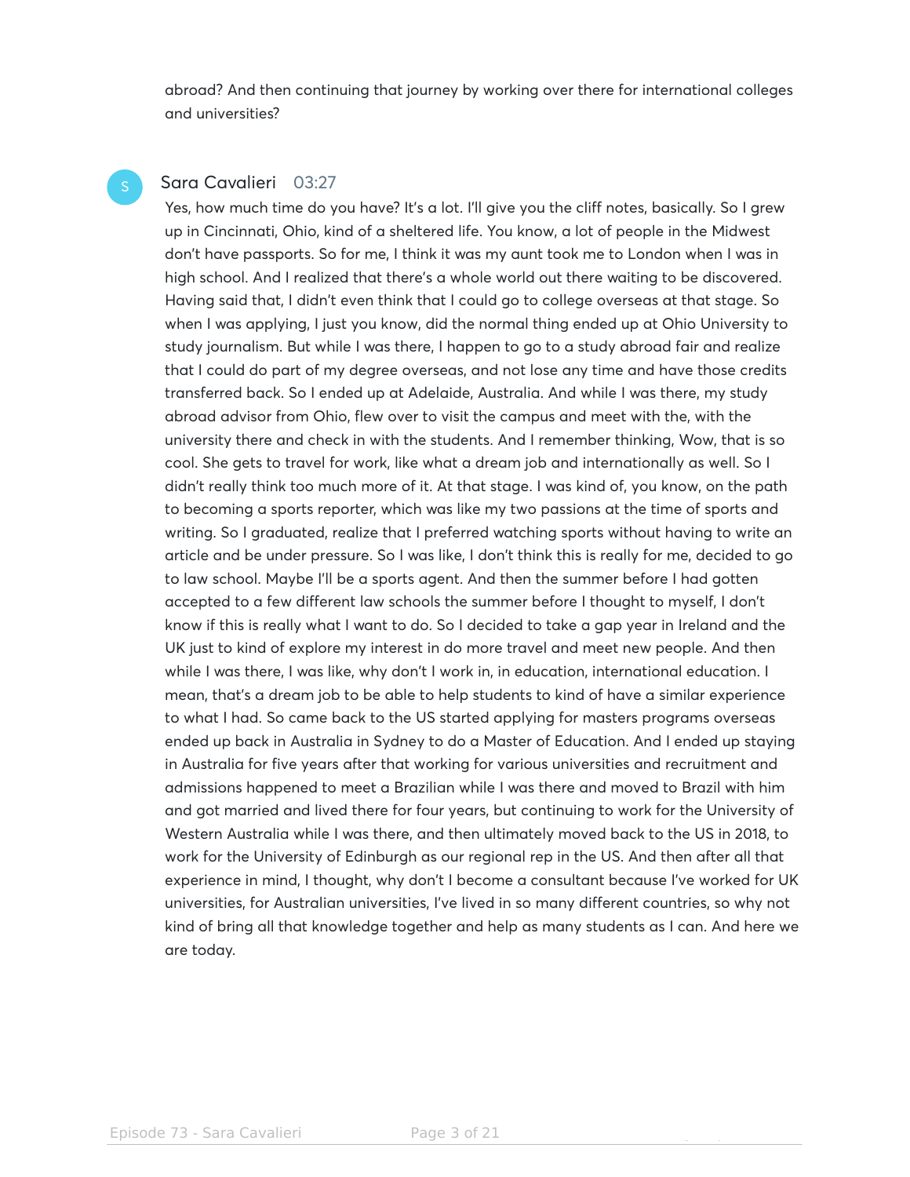abroad? And then continuing that journey by working over there for international colleges and universities?

**Sara Cavalieri** 03:27

Yes, how much time do you have? It's a lot. I'll give you the cliff notes, basically. So I grew up in Cincinnati, Ohio, kind of a sheltered life. You know, a lot of people in the Midwest don't have passports. So for me, I think it was my aunt took me to London when I was in high school. And I realized that there's a whole world out there waiting to be discovered. Having said that, I didn't even think that I could go to college overseas at that stage. So when I was applying, I just you know, did the normal thing ended up at Ohio University to study journalism. But while I was there, I happen to go to a study abroad fair and realize that I could do part of my degree overseas, and not lose any time and have those credits transferred back. So I ended up at Adelaide, Australia. And while I was there, my study abroad advisor from Ohio, flew over to visit the campus and meet with the, with the university there and check in with the students. And I remember thinking, Wow, that is so cool. She gets to travel for work, like what a dream job and internationally as well. So I didn't really think too much more of it. At that stage. I was kind of, you know, on the path to becoming a sports reporter, which was like my two passions at the time of sports and writing. So I graduated, realize that I preferred watching sports without having to write an article and be under pressure. So I was like, I don't think this is really for me, decided to go to law school. Maybe I'll be a sports agent. And then the summer before I had gotten accepted to a few different law schools the summer before I thought to myself, I don't know if this is really what I want to do. So I decided to take a gap year in Ireland and the UK just to kind of explore my interest in do more travel and meet new people. And then while I was there, I was like, why don't I work in, in education, international education. I mean, that's a dream job to be able to help students to kind of have a similar experience to what I had. So came back to the US started applying for masters programs overseas ended up back in Australia in Sydney to do a Master of Education. And I ended up staying in Australia for five years after that working for various universities and recruitment and admissions happened to meet a Brazilian while I was there and moved to Brazil with him and got married and lived there for four years, but continuing to work for the University of Western Australia while I was there, and then ultimately moved back to the US in 2018, to work for the University of Edinburgh as our regional rep in the US. And then after all that experience in mind, I thought, why don't I become a consultant because I've worked for UK universities, for Australian universities, I've lived in so many different countries, so why not kind of bring all that knowledge together and help as many students as I can. And here we are today.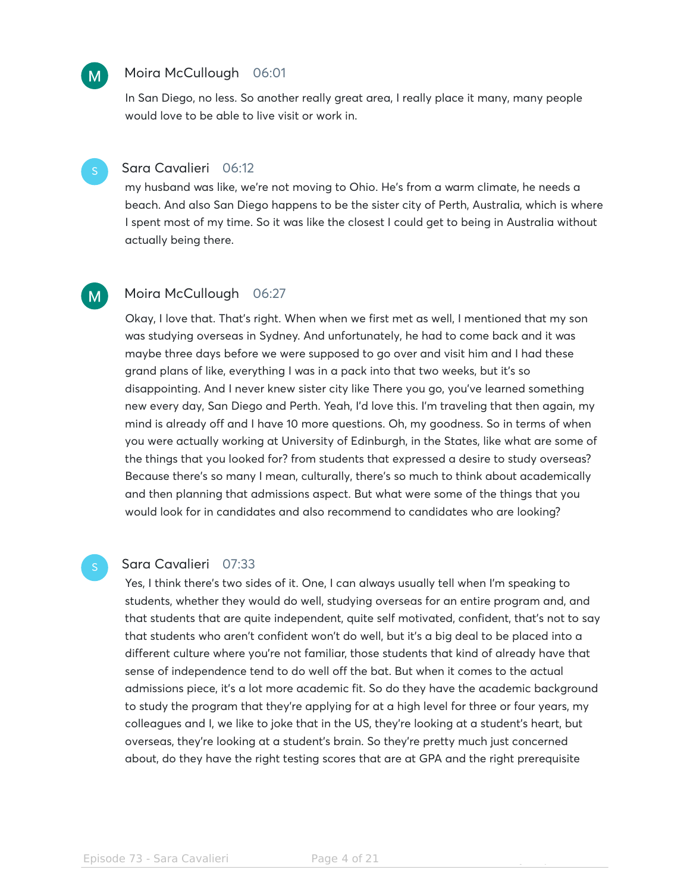**Moira McCullough** 06:01

In San Diego, no less. So another really great area, I really place it many, many people would love to be able to live visit or work in.

**Sara Cavalieri** 06:12

my husband was like, we're not moving to Ohio. He's from a warm climate, he needs a beach. And also San Diego happens to be the sister city of Perth, Australia, which is where I spent most of my time. So it was like the closest I could get to being in Australia without actually being there.

**Moira McCullough** 06:27

Okay, I love that. That's right. When when we first met as well, I mentioned that my son was studying overseas in Sydney. And unfortunately, he had to come back and it was maybe three days before we were supposed to go over and visit him and I had these grand plans of like, everything I was in a pack into that two weeks, but it's so disappointing. And I never knew sister city like There you go, you've learned something new every day, San Diego and Perth. Yeah, I'd love this. I'm traveling that then again, my mind is already off and I have 10 more questions. Oh, my goodness. So in terms of when you were actually working at University of Edinburgh, in the States, like what are some of the things that you looked for? from students that expressed a desire to study overseas? Because there's so many I mean, culturally, there's so much to think about academically and then planning that admissions aspect. But what were some of the things that you would look for in candidates and also recommend to candidates who are looking?

**Sara Cavalieri** 07:33

Yes, I think there's two sides of it. One, I can always usually tell when I'm speaking to students, whether they would do well, studying overseas for an entire program and, and that students that are quite independent, quite self motivated, confident, that's not to say that students who aren't confident won't do well, but it's a big deal to be placed into a different culture where you're not familiar, those students that kind of already have that sense of independence tend to do well off the bat. But when it comes to the actual admissions piece, it's a lot more academic fit. So do they have the academic background to study the program that they're applying for at a high level for three or four years, my colleagues and I, we like to joke that in the US, they're looking at a student's heart, but overseas, they're looking at a student's brain. So they're pretty much just concerned about, do they have the right testing scores that are at GPA and the right prerequisite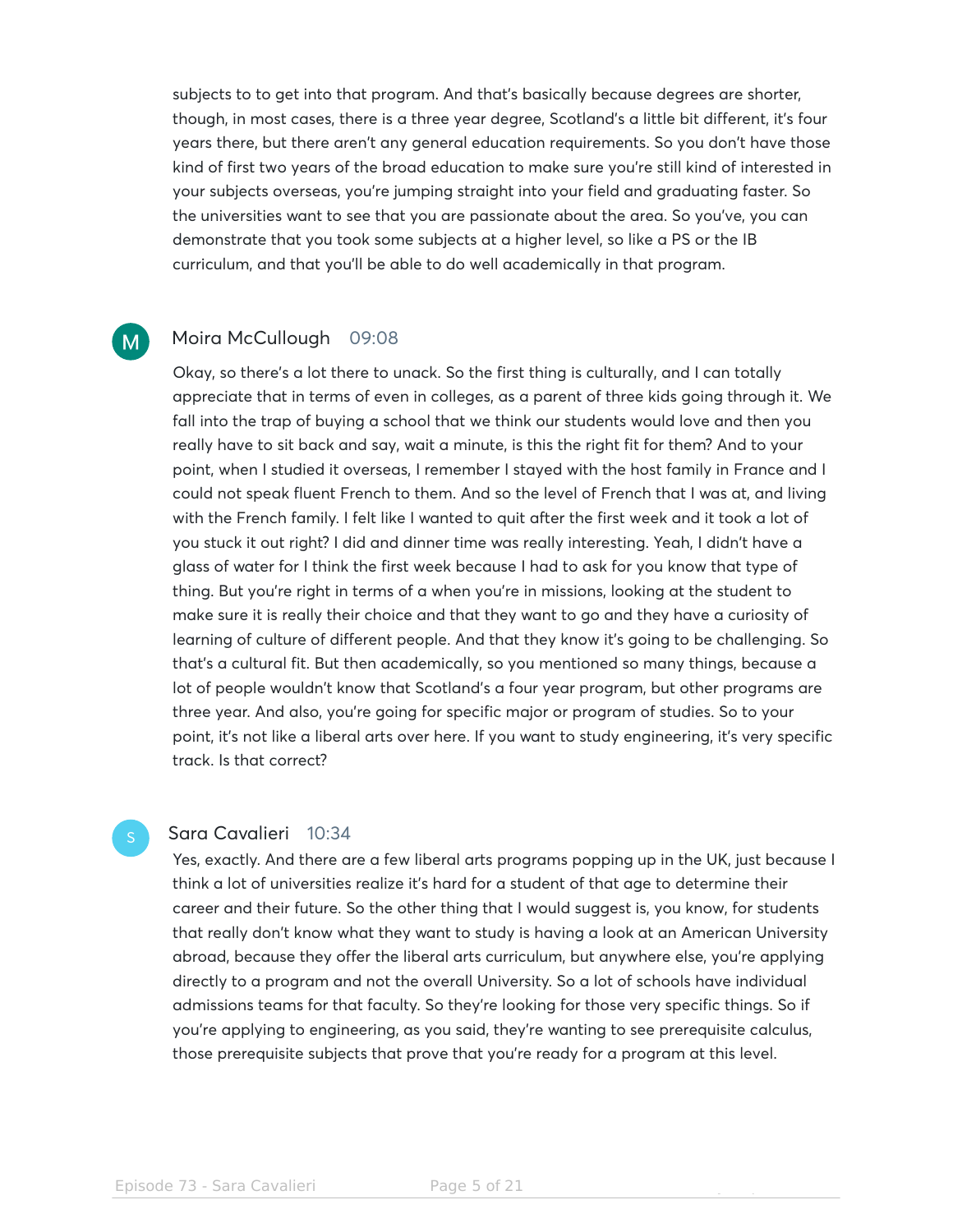subjects to to get into that program. And that's basically because degrees are shorter, though, in most cases, there is a three year degree, Scotland's a little bit different, it's four years there, but there aren't any general education requirements. So you don't have those kind of first two years of the broad education to make sure you're still kind of interested in your subjects overseas, you're jumping straight into your field and graduating faster. So the universities want to see that you are passionate about the area. So you've, you can demonstrate that you took some subjects at a higher level, so like a PS or the IB curriculum, and that you'll be able to do well academically in that program.

**Moira McCullough** 09:08

Okay, so there's a lot there to unack. So the first thing is culturally, and I can totally appreciate that in terms of even in colleges, as a parent of three kids going through it. We fall into the trap of buying a school that we think our students would love and then you really have to sit back and say, wait a minute, is this the right fit for them? And to your point, when I studied it overseas, I remember I stayed with the host family in France and I could not speak fluent French to them. And so the level of French that I was at, and living with the French family. I felt like I wanted to quit after the first week and it took a lot of you stuck it out right? I did and dinner time was really interesting. Yeah, I didn't have a glass of water for I think the first week because I had to ask for you know that type of thing. But you're right in terms of a when you're in missions, looking at the student to make sure it is really their choice and that they want to go and they have a curiosity of learning of culture of different people. And that they know it's going to be challenging. So that's a cultural fit. But then academically, so you mentioned so many things, because a lot of people wouldn't know that Scotland's a four year program, but other programs are three year. And also, you're going for specific major or program of studies. So to your point, it's not like a liberal arts over here. If you want to study engineering, it's very specific track. Is that correct?

**Sara Cavalieri** 10:34

Yes, exactly. And there are a few liberal arts programs popping up in the UK, just because I think a lot of universities realize it's hard for a student of that age to determine their career and their future. So the other thing that I would suggest is, you know, for students that really don't know what they want to study is having a look at an American University abroad, because they offer the liberal arts curriculum, but anywhere else, you're applying directly to a program and not the overall University. So a lot of schools have individual admissions teams for that faculty. So they're looking for those very specific things. So if you're applying to engineering, as you said, they're wanting to see prerequisite calculus, those prerequisite subjects that prove that you're ready for a program at this level.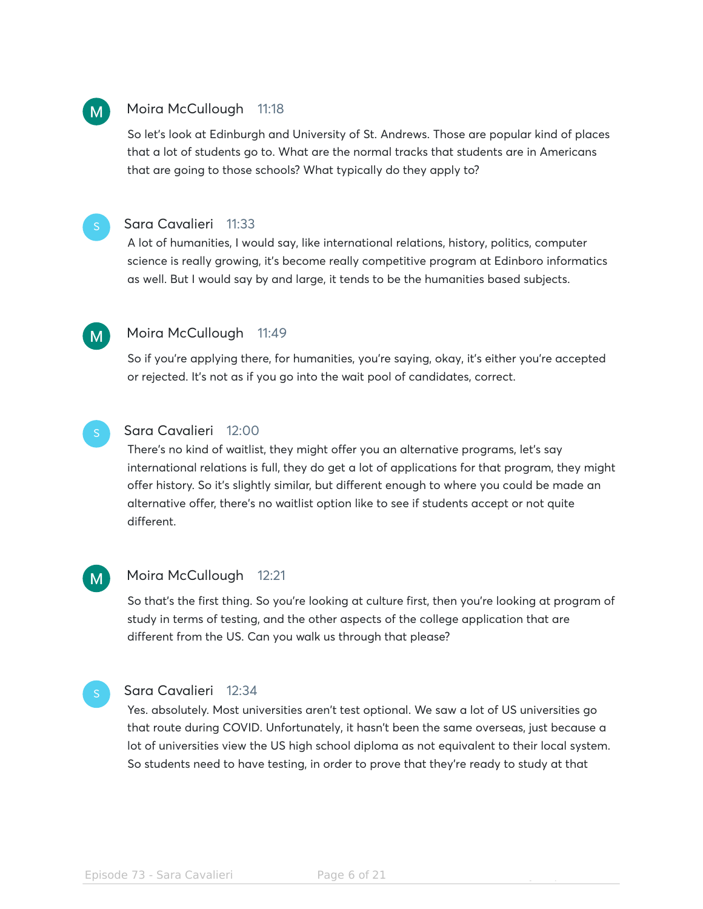**Moira McCullough** 11:18

So let's look at Edinburgh and University of St. Andrews. Those are popular kind of places that a lot of students go to. What are the normal tracks that students are in Americans that are going to those schools? What typically do they apply to?

**Sara Cavalieri** 11:33

A lot of humanities, I would say, like international relations, history, politics, computer science is really growing, it's become really competitive program at Edinboro informatics as well. But I would say by and large, it tends to be the humanities based subjects.

**Moira McCullough** 11:49

So if you're applying there, for humanities, you're saying, okay, it's either you're accepted or rejected. It's not as if you go into the wait pool of candidates, correct.

**Sara Cavalieri** 12:00

There's no kind of waitlist, they might offer you an alternative programs, let's say international relations is full, they do get a lot of applications for that program, they might offer history. So it's slightly similar, but different enough to where you could be made an alternative offer, there's no waitlist option like to see if students accept or not quite different.

**Moira McCullough** 12:21

So that's the first thing. So you're looking at culture first, then you're looking at program of study in terms of testing, and the other aspects of the college application that are different from the US. Can you walk us through that please?

**Sara Cavalieri** 12:34

Yes. absolutely. Most universities aren't test optional. We saw a lot of US universities go that route during COVID. Unfortunately, it hasn't been the same overseas, just because a lot of universities view the US high school diploma as not equivalent to their local system. So students need to have testing, in order to prove that they're ready to study at that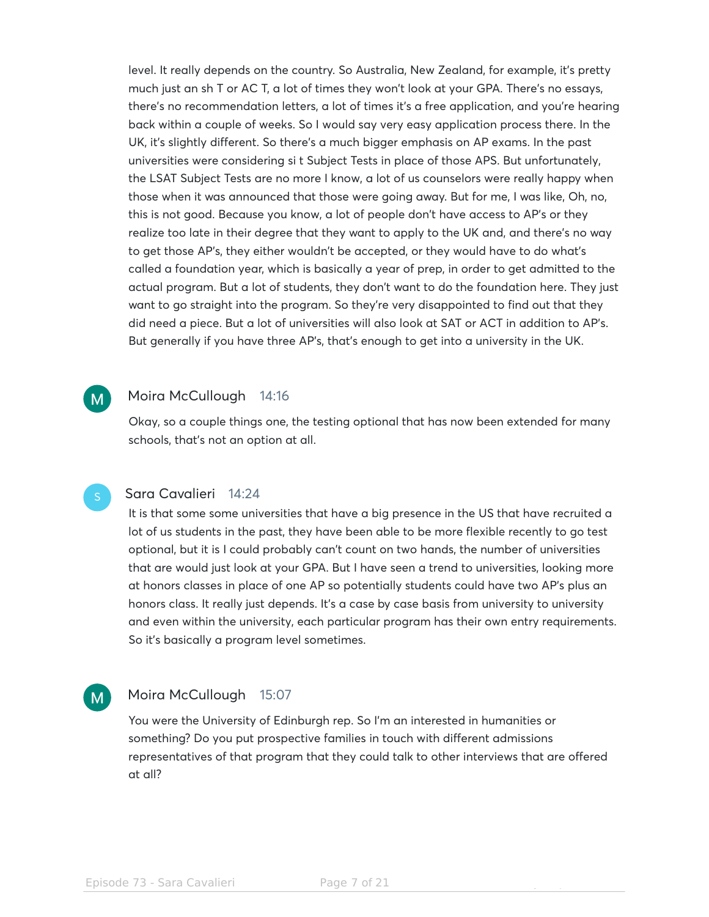level. It really depends on the country. So Australia, New Zealand, for example, it's pretty much just an sh T or AC T, a lot of times they won't look at your GPA. There's no essays, there's no recommendation letters, a lot of times it's a free application, and you're hearing back within a couple of weeks. So I would say very easy application process there. In the UK, it's slightly different. So there's a much bigger emphasis on AP exams. In the past universities were considering si t Subject Tests in place of those APS. But unfortunately, the LSAT Subject Tests are no more I know, a lot of us counselors were really happy when those when it was announced that those were going away. But for me, I was like, Oh, no, this is not good. Because you know, a lot of people don't have access to AP's or they realize too late in their degree that they want to apply to the UK and, and there's no way to get those AP's, they either wouldn't be accepted, or they would have to do what's called a foundation year, which is basically a year of prep, in order to get admitted to the actual program. But a lot of students, they don't want to do the foundation here. They just want to go straight into the program. So they're very disappointed to find out that they did need a piece. But a lot of universities will also look at SAT or ACT in addition to AP's. But generally if you have three AP's, that's enough to get into a university in the UK.

**Moira McCullough** 14:16

Okay, so a couple things one, the testing optional that has now been extended for many schools, that's not an option at all.

**Sara Cavalieri** 14:24

It is that some some universities that have a big presence in the US that have recruited a lot of us students in the past, they have been able to be more flexible recently to go test optional, but it is I could probably can't count on two hands, the number of universities that are would just look at your GPA. But I have seen a trend to universities, looking more at honors classes in place of one AP so potentially students could have two AP's plus an honors class. It really just depends. It's a case by case basis from university to university and even within the university, each particular program has their own entry requirements. So it's basically a program level sometimes.

**Moira McCullough** 15:07

You were the University of Edinburgh rep. So I'm an interested in humanities or something? Do you put prospective families in touch with different admissions representatives of that program that they could talk to other interviews that are offered at all?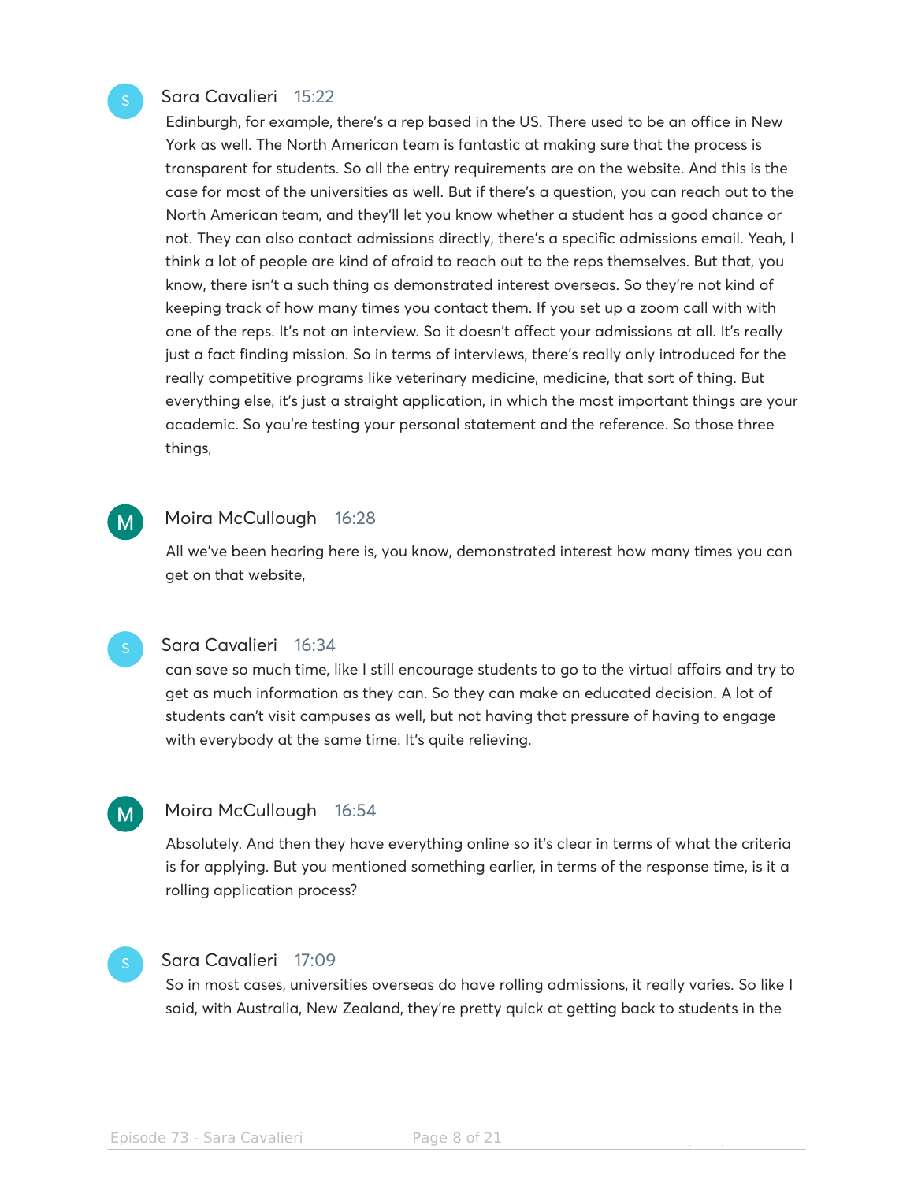**Sara Cavalieri** 15:22

Edinburgh, for example, there's a rep based in the US. There used to be an office in New York as well. The North American team is fantastic at making sure that the process is transparent for students. So all the entry requirements are on the website. And this is the case for most of the universities as well. But if there's a question, you can reach out to the North American team, and they'll let you know whether a student has a good chance or not. They can also contact admissions directly, there's a specific admissions email. Yeah, I think a lot of people are kind of afraid to reach out to the reps themselves. But that, you know, there isn't a such thing as demonstrated interest overseas. So they're not kind of keeping track of how many times you contact them. If you set up a zoom call with with one of the reps. It's not an interview. So it doesn't affect your admissions at all. It's really just a fact finding mission. So in terms of interviews, there's really only introduced for the really competitive programs like veterinary medicine, medicine, that sort of thing. But everything else, it's just a straight application, in which the most important things are your academic. So you're testing your personal statement and the reference. So those three things,

**Moira McCullough** 16:28

All we've been hearing here is, you know, demonstrated interest how many times you can get on that website,

**Sara Cavalieri** 16:34

can save so much time, like I still encourage students to go to the virtual affairs and try to get as much information as they can. So they can make an educated decision. A lot of students can't visit campuses as well, but not having that pressure of having to engage with everybody at the same time. It's quite relieving.

**Moira McCullough** 16:54

Absolutely. And then they have everything online so it's clear in terms of what the criteria is for applying. But you mentioned something earlier, in terms of the response time, is it a rolling application process?

**Sara Cavalieri** 17:09

So in most cases, universities overseas do have rolling admissions, it really varies. So like I said, with Australia, New Zealand, they're pretty quick at getting back to students in the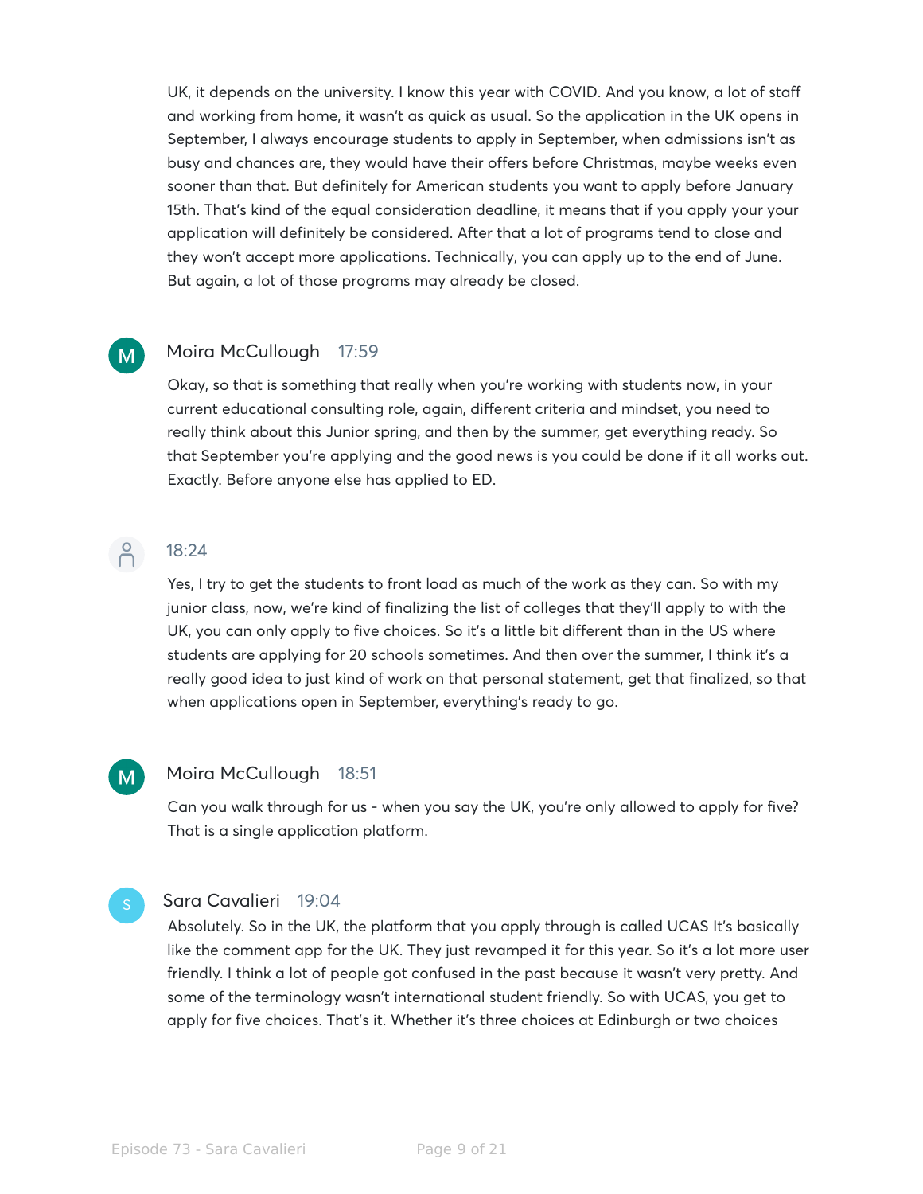UK, it depends on the university. I know this year with COVID. And you know, a lot of staff and working from home, it wasn't as quick as usual. So the application in the UK opens in September, I always encourage students to apply in September, when admissions isn't as busy and chances are, they would have their offers before Christmas, maybe weeks even sooner than that. But definitely for American students you want to apply before January 15th. That's kind of the equal consideration deadline, it means that if you apply your your application will definitely be considered. After that a lot of programs tend to close and they won't accept more applications. Technically, you can apply up to the end of June. But again, a lot of those programs may already be closed.

**Moira McCullough** 17:59

Okay, so that is something that really when you're working with students now, in your current educational consulting role, again, different criteria and mindset, you need to really think about this Junior spring, and then by the summer, get everything ready. So that September you're applying and the good news is you could be done if it all works out. Exactly. Before anyone else has applied to ED.

18:24

Yes, I try to get the students to front load as much of the work as they can. So with my junior class, now, we're kind of finalizing the list of colleges that they'll apply to with the UK, you can only apply to five choices. So it's a little bit different than in the US where students are applying for 20 schools sometimes. And then over the summer, I think it's a really good idea to just kind of work on that personal statement, get that finalized, so that when applications open in September, everything's ready to go.

**Moira McCullough** 18:51

Can you walk through for us - when you say the UK, you're only allowed to apply for five? That is a single application platform.

**Sara Cavalieri** 19:04

Absolutely. So in the UK, the platform that you apply through is called UCAS It's basically like the comment app for the UK. They just revamped it for this year. So it's a lot more user friendly. I think a lot of people got confused in the past because it wasn't very pretty. And some of the terminology wasn't international student friendly. So with UCAS, you get to apply for five choices. That's it. Whether it's three choices at Edinburgh or two choices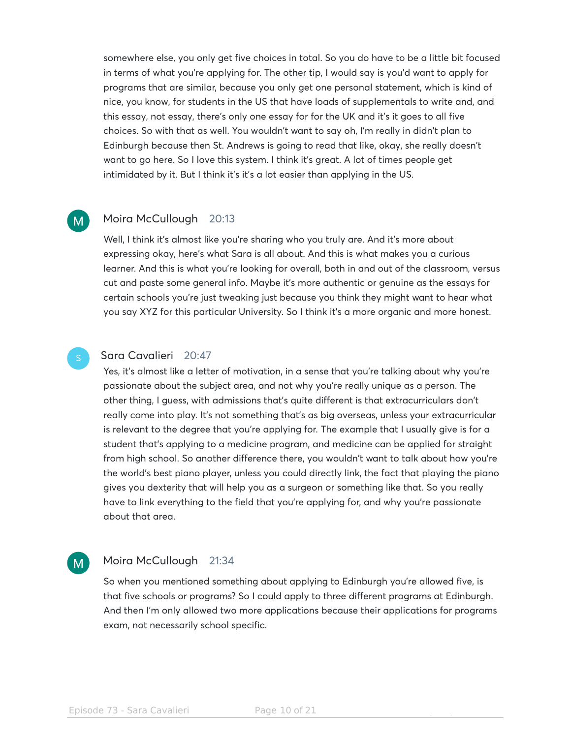somewhere else, you only get five choices in total. So you do have to be a little bit focused in terms of what you're applying for. The other tip, I would say is you'd want to apply for programs that are similar, because you only get one personal statement, which is kind of nice, you know, for students in the US that have loads of supplementals to write and, and this essay, not essay, there's only one essay for for the UK and it's it goes to all five choices. So with that as well. You wouldn't want to say oh, I'm really in didn't plan to Edinburgh because then St. Andrews is going to read that like, okay, she really doesn't want to go here. So I love this system. I think it's great. A lot of times people get intimidated by it. But I think it's it's a lot easier than applying in the US.

**Moira McCullough** 20:13

Well, I think it's almost like you're sharing who you truly are. And it's more about expressing okay, here's what Sara is all about. And this is what makes you a curious learner. And this is what you're looking for overall, both in and out of the classroom, versus cut and paste some general info. Maybe it's more authentic or genuine as the essays for certain schools you're just tweaking just because you think they might want to hear what you say XYZ for this particular University. So I think it's a more organic and more honest.

**Sara Cavalieri** 20:47

Yes, it's almost like a letter of motivation, in a sense that you're talking about why you're passionate about the subject area, and not why you're really unique as a person. The other thing, I guess, with admissions that's quite different is that extracurriculars don't really come into play. It's not something that's as big overseas, unless your extracurricular is relevant to the degree that you're applying for. The example that I usually give is for a student that's applying to a medicine program, and medicine can be applied for straight from high school. So another difference there, you wouldn't want to talk about how you're the world's best piano player, unless you could directly link, the fact that playing the piano gives you dexterity that will help you as a surgeon or something like that. So you really have to link everything to the field that you're applying for, and why you're passionate about that area.

**Moira McCullough** 21:34

So when you mentioned something about applying to Edinburgh you're allowed five, is that five schools or programs? So I could apply to three different programs at Edinburgh. And then I'm only allowed two more applications because their applications for programs exam, not necessarily school specific.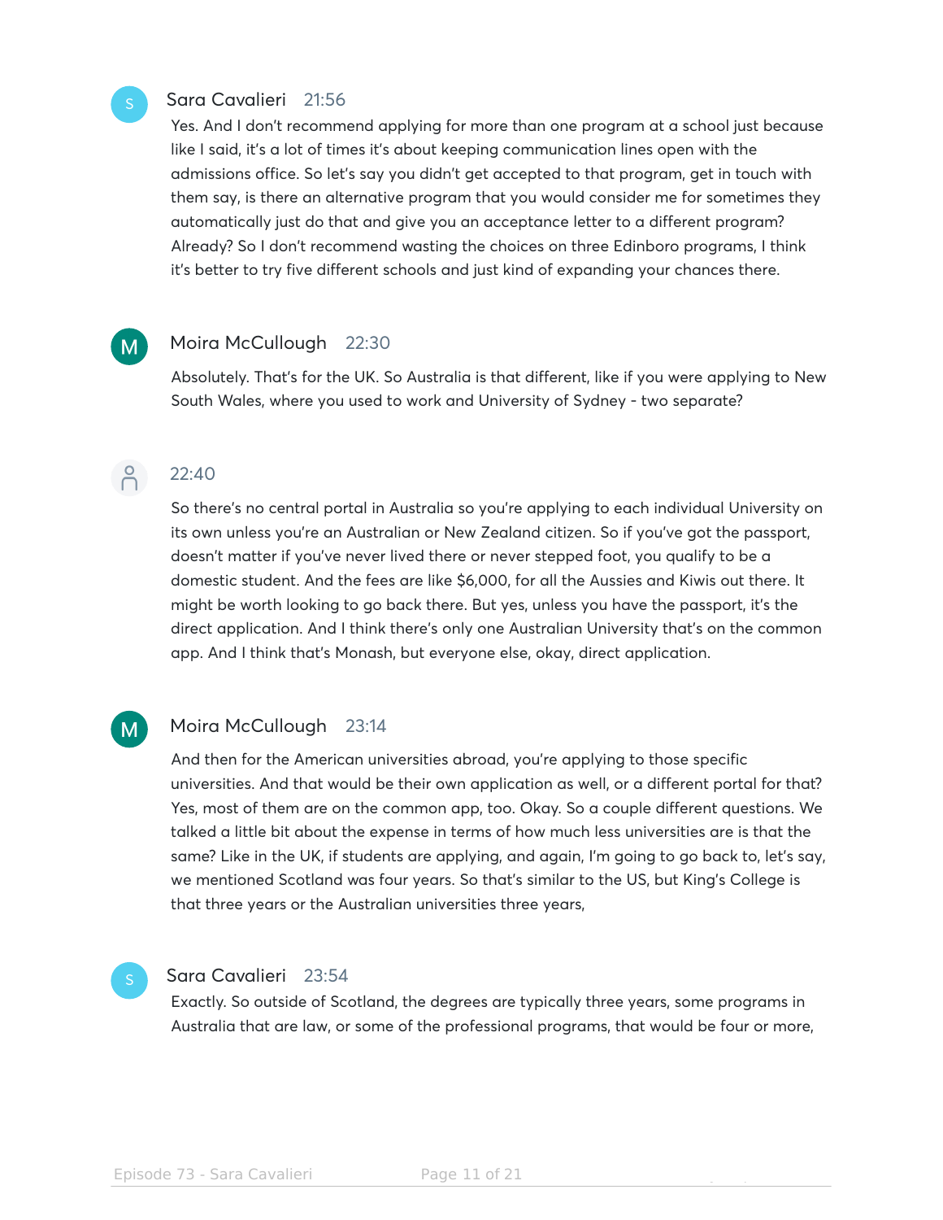**Sara Cavalieri** 21:56

Yes. And I don't recommend applying for more than one program at a school just because like I said, it's a lot of times it's about keeping communication lines open with the admissions office. So let's say you didn't get accepted to that program, get in touch with them say, is there an alternative program that you would consider me for sometimes they automatically just do that and give you an acceptance letter to a different program? Already? So I don't recommend wasting the choices on three Edinboro programs, I think it's better to try five different schools and just kind of expanding your chances there.

**Moira McCullough** 22:30

Absolutely. That's for the UK. So Australia is that different, like if you were applying to New South Wales, where you used to work and University of Sydney - two separate?

22:40

So there's no central portal in Australia so you're applying to each individual University on its own unless you're an Australian or New Zealand citizen. So if you've got the passport, doesn't matter if you've never lived there or never stepped foot, you qualify to be a domestic student. And the fees are like $6,000, for all the Aussies and Kiwis out there. It might be worth looking to go back there. But yes, unless you have the passport, it's the direct application. And I think there's only one Australian University that's on the common app. And I think that's Monash, but everyone else, okay, direct application.

**Moira McCullough** 23:14

And then for the American universities abroad, you're applying to those specific universities. And that would be their own application as well, or a different portal for that? Yes, most of them are on the common app, too. Okay. So a couple different questions. We talked a little bit about the expense in terms of how much less universities are is that the same? Like in the UK, if students are applying, and again, I'm going to go back to, let's say, we mentioned Scotland was four years. So that's similar to the US, but King's College is that three years or the Australian universities three years,

**Sara Cavalieri** 23:54

Exactly. So outside of Scotland, the degrees are typically three years, some programs in Australia that are law, or some of the professional programs, that would be four or more,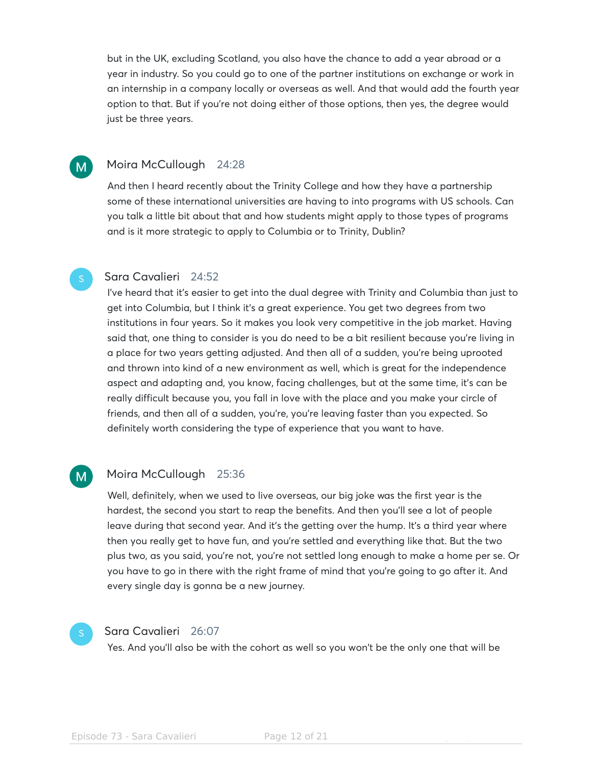but in the UK, excluding Scotland, you also have the chance to add a year abroad or a year in industry. So you could go to one of the partner institutions on exchange or work in an internship in a company locally or overseas as well. And that would add the fourth year option to that. But if you're not doing either of those options, then yes, the degree would just be three years.

**Moira McCullough** 24:28

And then I heard recently about the Trinity College and how they have a partnership some of these international universities are having to into programs with US schools. Can you talk a little bit about that and how students might apply to those types of programs and is it more strategic to apply to Columbia or to Trinity, Dublin?

**Sara Cavalieri** 24:52

I've heard that it's easier to get into the dual degree with Trinity and Columbia than just to get into Columbia, but I think it's a great experience. You get two degrees from two institutions in four years. So it makes you look very competitive in the job market. Having said that, one thing to consider is you do need to be a bit resilient because you're living in a place for two years getting adjusted. And then all of a sudden, you're being uprooted and thrown into kind of a new environment as well, which is great for the independence aspect and adapting and, you know, facing challenges, but at the same time, it's can be really difficult because you, you fall in love with the place and you make your circle of friends, and then all of a sudden, you're, you're leaving faster than you expected. So definitely worth considering the type of experience that you want to have.

**Moira McCullough** 25:36

Well, definitely, when we used to live overseas, our big joke was the first year is the hardest, the second you start to reap the benefits. And then you'll see a lot of people leave during that second year. And it's the getting over the hump. It's a third year where then you really get to have fun, and you're settled and everything like that. But the two plus two, as you said, you're not, you're not settled long enough to make a home per se. Or you have to go in there with the right frame of mind that you're going to go after it. And every single day is gonna be a new journey.

**Sara Cavalieri** 26:07

Yes. And you'll also be with the cohort as well so you won't be the only one that will be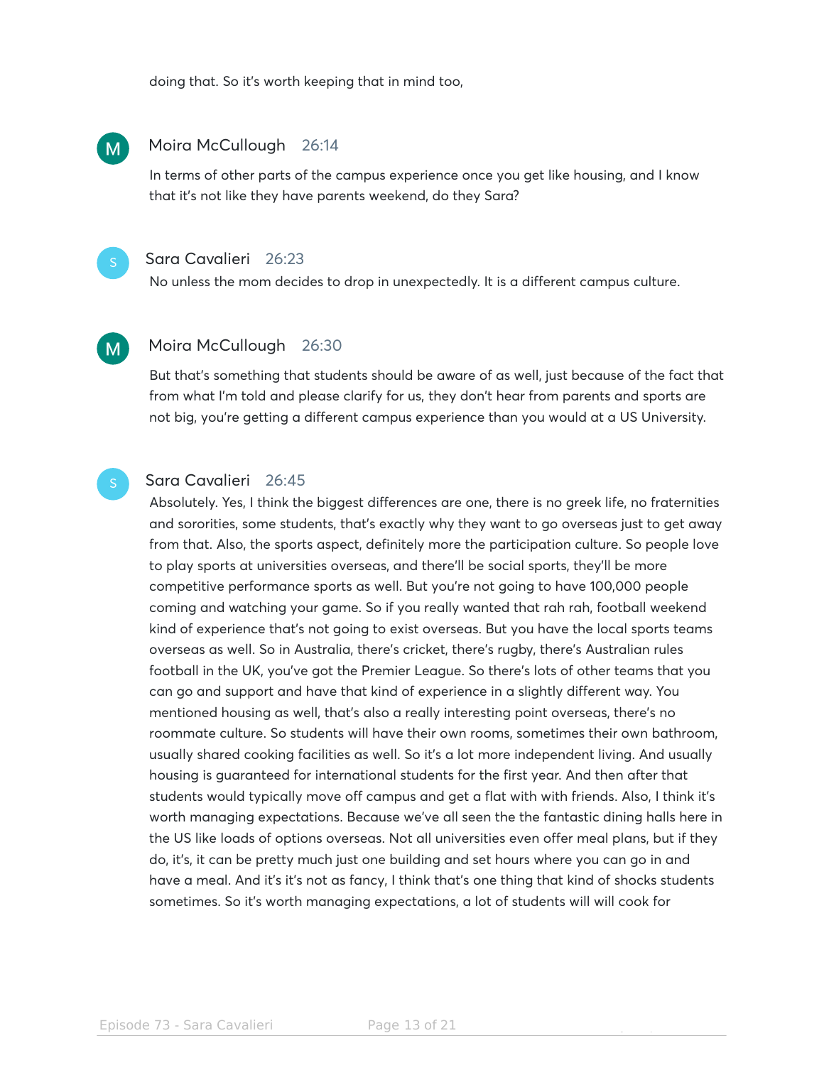doing that. So it's worth keeping that in mind too,

**Moira McCullough** 26:14

In terms of other parts of the campus experience once you get like housing, and I know that it's not like they have parents weekend, do they Sara?

**Sara Cavalieri** 26:23

No unless the mom decides to drop in unexpectedly. It is a different campus culture.

**Moira McCullough** 26:30

But that's something that students should be aware of as well, just because of the fact that from what I'm told and please clarify for us, they don't hear from parents and sports are not big, you're getting a different campus experience than you would at a US University.

**Sara Cavalieri** 26:45

Absolutely. Yes, I think the biggest differences are one, there is no greek life, no fraternities and sororities, some students, that's exactly why they want to go overseas just to get away from that. Also, the sports aspect, definitely more the participation culture. So people love to play sports at universities overseas, and there'll be social sports, they'll be more competitive performance sports as well. But you're not going to have 100,000 people coming and watching your game. So if you really wanted that rah rah, football weekend kind of experience that's not going to exist overseas. But you have the local sports teams overseas as well. So in Australia, there's cricket, there's rugby, there's Australian rules football in the UK, you've got the Premier League. So there's lots of other teams that you can go and support and have that kind of experience in a slightly different way. You mentioned housing as well, that's also a really interesting point overseas, there's no roommate culture. So students will have their own rooms, sometimes their own bathroom, usually shared cooking facilities as well. So it's a lot more independent living. And usually housing is guaranteed for international students for the first year. And then after that students would typically move off campus and get a flat with with friends. Also, I think it's worth managing expectations. Because we've all seen the the fantastic dining halls here in the US like loads of options overseas. Not all universities even offer meal plans, but if they do, it's, it can be pretty much just one building and set hours where you can go in and have a meal. And it's it's not as fancy, I think that's one thing that kind of shocks students sometimes. So it's worth managing expectations, a lot of students will will cook for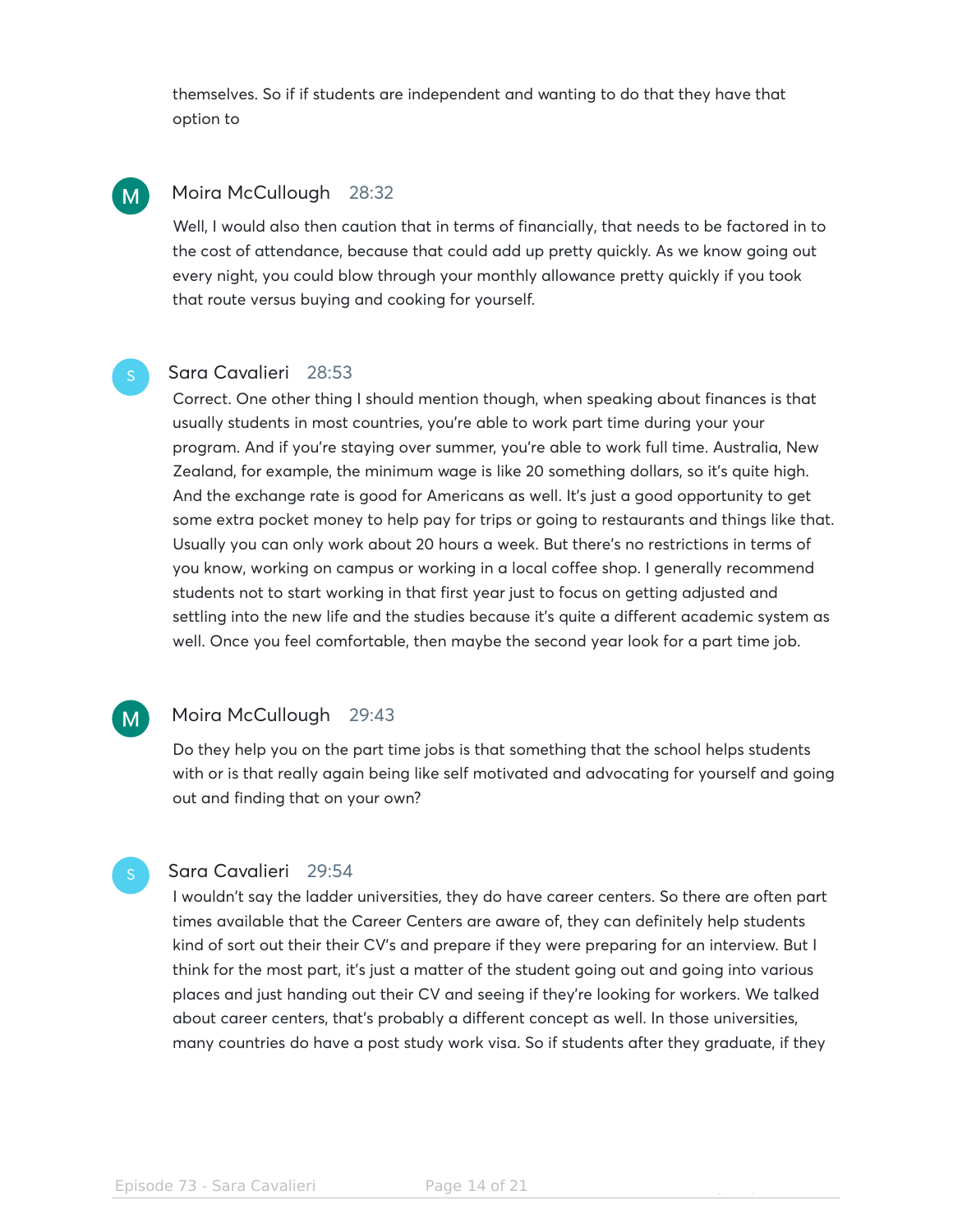themselves. So if if students are independent and wanting to do that they have that option to

**Moira McCullough** 28:32

Well, I would also then caution that in terms of financially, that needs to be factored in to the cost of attendance, because that could add up pretty quickly. As we know going out every night, you could blow through your monthly allowance pretty quickly if you took that route versus buying and cooking for yourself.

**Sara Cavalieri** 28:53

Correct. One other thing I should mention though, when speaking about finances is that usually students in most countries, you're able to work part time during your your program. And if you're staying over summer, you're able to work full time. Australia, New Zealand, for example, the minimum wage is like 20 something dollars, so it's quite high. And the exchange rate is good for Americans as well. It's just a good opportunity to get some extra pocket money to help pay for trips or going to restaurants and things like that. Usually you can only work about 20 hours a week. But there's no restrictions in terms of you know, working on campus or working in a local coffee shop. I generally recommend students not to start working in that first year just to focus on getting adjusted and settling into the new life and the studies because it's quite a different academic system as well. Once you feel comfortable, then maybe the second year look for a part time job.

**Moira McCullough** 29:43

Do they help you on the part time jobs is that something that the school helps students with or is that really again being like self motivated and advocating for yourself and going out and finding that on your own?

**Sara Cavalieri** 29:54

I wouldn't say the ladder universities, they do have career centers. So there are often part times available that the Career Centers are aware of, they can definitely help students kind of sort out their their CV's and prepare if they were preparing for an interview. But I think for the most part, it's just a matter of the student going out and going into various places and just handing out their CV and seeing if they're looking for workers. We talked about career centers, that's probably a different concept as well. In those universities, many countries do have a post study work visa. So if students after they graduate, if they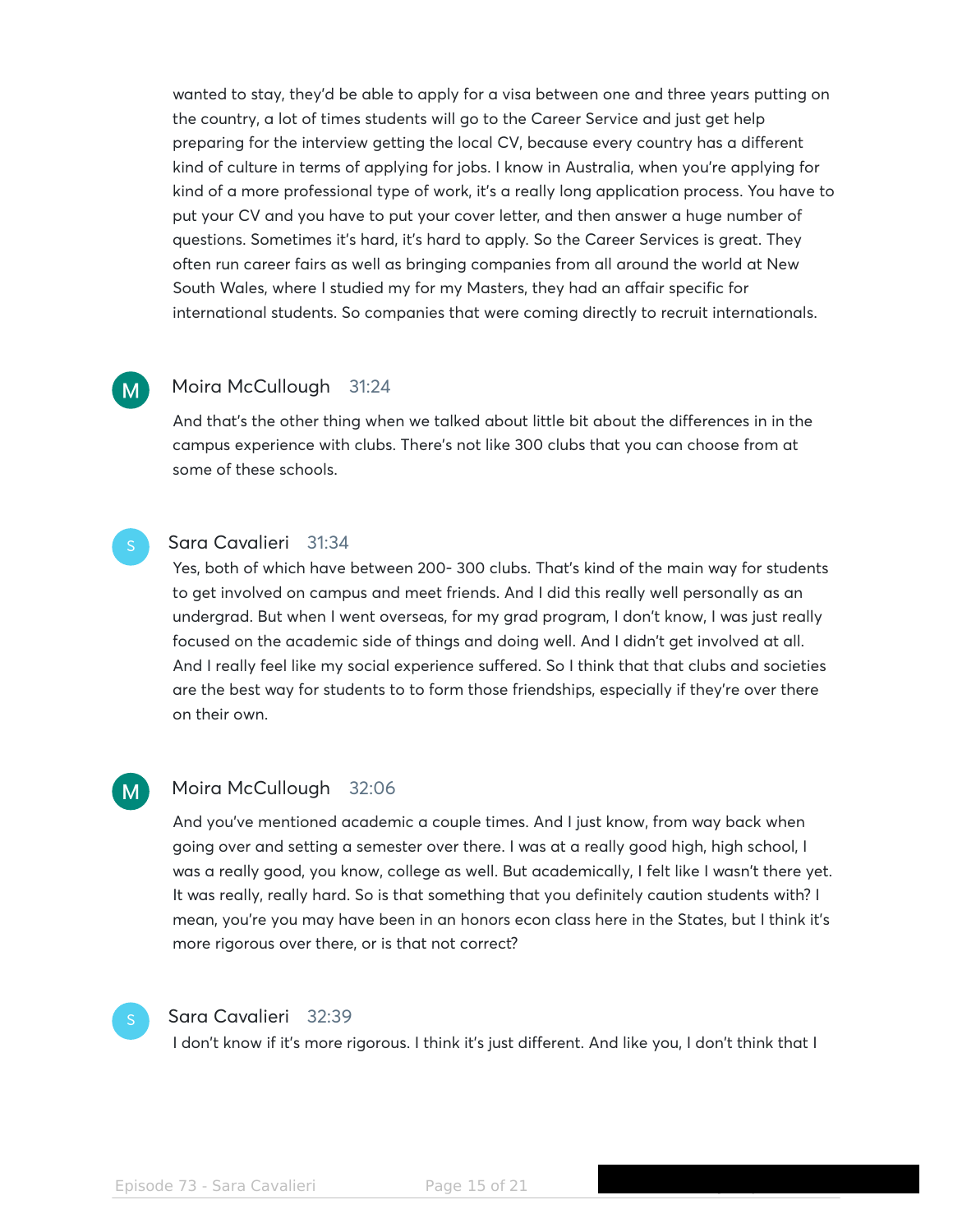wanted to stay, they'd be able to apply for a visa between one and three years putting on the country, a lot of times students will go to the Career Service and just get help preparing for the interview getting the local CV, because every country has a different kind of culture in terms of applying for jobs. I know in Australia, when you're applying for kind of a more professional type of work, it's a really long application process. You have to put your CV and you have to put your cover letter, and then answer a huge number of questions. Sometimes it's hard, it's hard to apply. So the Career Services is great. They often run career fairs as well as bringing companies from all around the world at New South Wales, where I studied my for my Masters, they had an affair specific for international students. So companies that were coming directly to recruit internationals.

**Moira McCullough** 31:24

And that's the other thing when we talked about little bit about the differences in in the campus experience with clubs. There's not like 300 clubs that you can choose from at some of these schools.

**Sara Cavalieri** 31:34

Yes, both of which have between 200- 300 clubs. That's kind of the main way for students to get involved on campus and meet friends. And I did this really well personally as an undergrad. But when I went overseas, for my grad program, I don't know, I was just really focused on the academic side of things and doing well. And I didn't get involved at all. And I really feel like my social experience suffered. So I think that that clubs and societies are the best way for students to to form those friendships, especially if they're over there on their own.

**Moira McCullough** 32:06

And you've mentioned academic a couple times. And I just know, from way back when going over and setting a semester over there. I was at a really good high, high school, I was a really good, you know, college as well. But academically, I felt like I wasn't there yet. It was really, really hard. So is that something that you definitely caution students with? I mean, you're you may have been in an honors econ class here in the States, but I think it's more rigorous over there, or is that not correct?

**Sara Cavalieri** 32:39

I don't know if it's more rigorous. I think it's just different. And like you, I don't think that I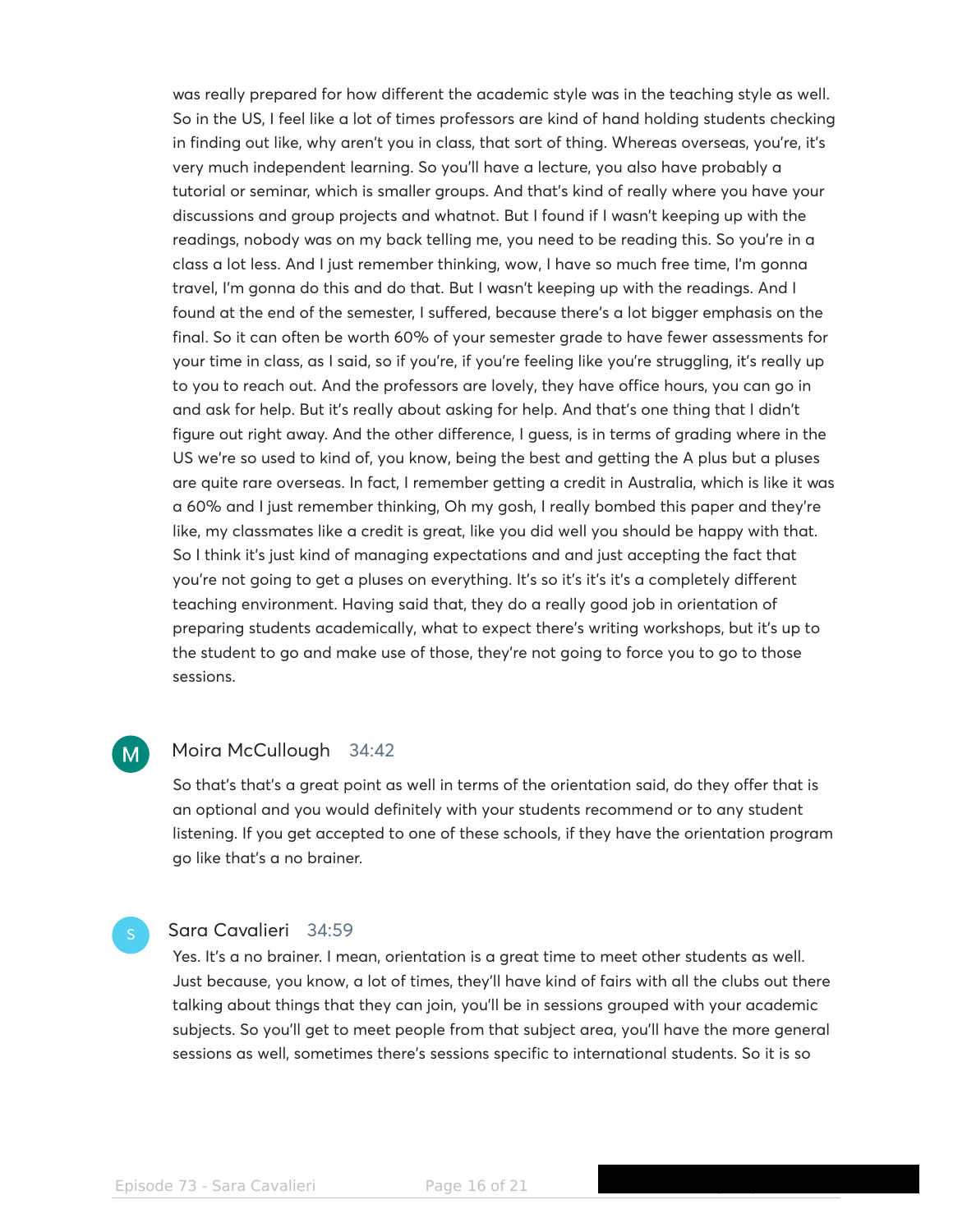was really prepared for how different the academic style was in the teaching style as well. So in the US, I feel like a lot of times professors are kind of hand holding students checking in finding out like, why aren't you in class, that sort of thing. Whereas overseas, you're, it's very much independent learning. So you'll have a lecture, you also have probably a tutorial or seminar, which is smaller groups. And that's kind of really where you have your discussions and group projects and whatnot. But I found if I wasn't keeping up with the readings, nobody was on my back telling me, you need to be reading this. So you're in a class a lot less. And I just remember thinking, wow, I have so much free time, I'm gonna travel, I'm gonna do this and do that. But I wasn't keeping up with the readings. And I found at the end of the semester, I suffered, because there's a lot bigger emphasis on the final. So it can often be worth 60% of your semester grade to have fewer assessments for your time in class, as I said, so if you're, if you're feeling like you're struggling, it's really up to you to reach out. And the professors are lovely, they have office hours, you can go in and ask for help. But it's really about asking for help. And that's one thing that I didn't figure out right away. And the other difference, I guess, is in terms of grading where in the US we're so used to kind of, you know, being the best and getting the A plus but a pluses are quite rare overseas. In fact, I remember getting a credit in Australia, which is like it was a 60% and I just remember thinking, Oh my gosh, I really bombed this paper and they're like, my classmates like a credit is great, like you did well you should be happy with that. So I think it's just kind of managing expectations and and just accepting the fact that you're not going to get a pluses on everything. It's so it's it's it's a completely different teaching environment. Having said that, they do a really good job in orientation of preparing students academically, what to expect there's writing workshops, but it's up to the student to go and make use of those, they're not going to force you to go to those sessions.

**Moira McCullough** 34:42

So that's that's a great point as well in terms of the orientation said, do they offer that is an optional and you would definitely with your students recommend or to any student listening. If you get accepted to one of these schools, if they have the orientation program go like that's a no brainer.

**Sara Cavalieri** 34:59

Yes. It's a no brainer. I mean, orientation is a great time to meet other students as well. Just because, you know, a lot of times, they'll have kind of fairs with all the clubs out there talking about things that they can join, you'll be in sessions grouped with your academic subjects. So you'll get to meet people from that subject area, you'll have the more general sessions as well, sometimes there's sessions specific to international students. So it is so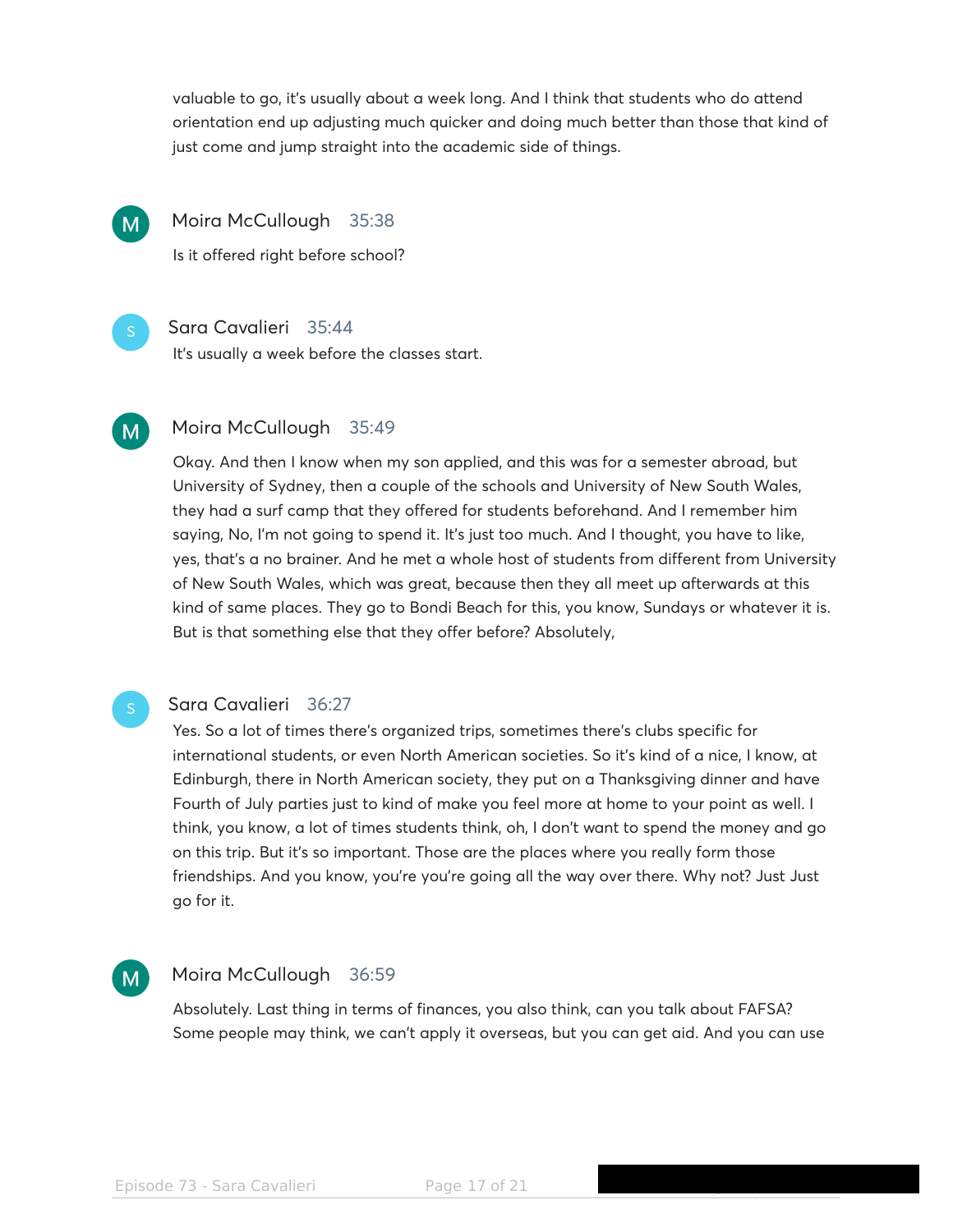valuable to go, it's usually about a week long. And I think that students who do attend orientation end up adjusting much quicker and doing much better than those that kind of just come and jump straight into the academic side of things.

**Moira McCullough** 35:38

Is it offered right before school?

**Sara Cavalieri** 35:44

It's usually a week before the classes start.

**Moira McCullough** 35:49

Okay. And then I know when my son applied, and this was for a semester abroad, but University of Sydney, then a couple of the schools and University of New South Wales, they had a surf camp that they offered for students beforehand. And I remember him saying, No, I'm not going to spend it. It's just too much. And I thought, you have to like, yes, that's a no brainer. And he met a whole host of students from different from University of New South Wales, which was great, because then they all meet up afterwards at this kind of same places. They go to Bondi Beach for this, you know, Sundays or whatever it is. But is that something else that they offer before? Absolutely,

**Sara Cavalieri** 36:27

Yes. So a lot of times there's organized trips, sometimes there's clubs specific for international students, or even North American societies. So it's kind of a nice, I know, at Edinburgh, there in North American society, they put on a Thanksgiving dinner and have Fourth of July parties just to kind of make you feel more at home to your point as well. I think, you know, a lot of times students think, oh, I don't want to spend the money and go on this trip. But it's so important. Those are the places where you really form those friendships. And you know, you're you're going all the way over there. Why not? Just Just go for it.

**Moira McCullough** 36:59

Absolutely. Last thing in terms of finances, you also think, can you talk about FAFSA? Some people may think, we can't apply it overseas, but you can get aid. And you can use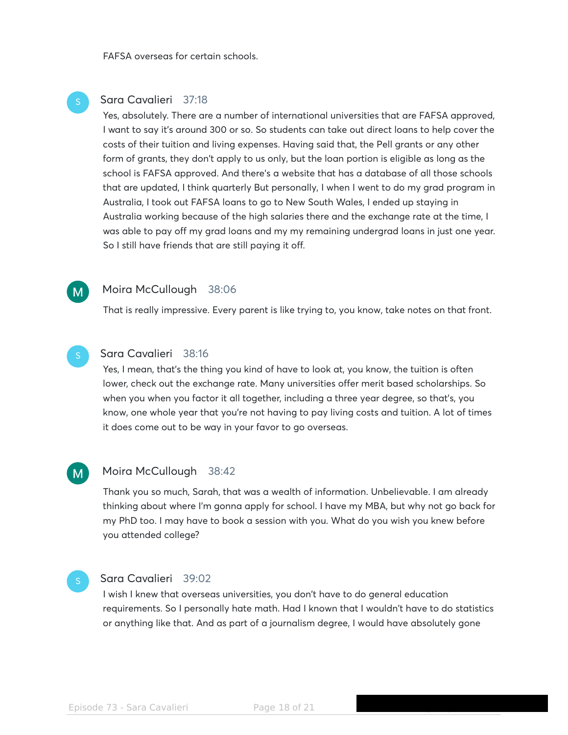FAFSA overseas for certain schools.

**Sara Cavalieri** 37:18

Yes, absolutely. There are a number of international universities that are FAFSA approved, I want to say it's around 300 or so. So students can take out direct loans to help cover the costs of their tuition and living expenses. Having said that, the Pell grants or any other form of grants, they don't apply to us only, but the loan portion is eligible as long as the school is FAFSA approved. And there's a website that has a database of all those schools that are updated, I think quarterly But personally, I when I went to do my grad program in Australia, I took out FAFSA loans to go to New South Wales, I ended up staying in Australia working because of the high salaries there and the exchange rate at the time, I was able to pay off my grad loans and my my remaining undergrad loans in just one year. So I still have friends that are still paying it off.

**Moira McCullough** 38:06

That is really impressive. Every parent is like trying to, you know, take notes on that front.

**Sara Cavalieri** 38:16

Yes, I mean, that's the thing you kind of have to look at, you know, the tuition is often lower, check out the exchange rate. Many universities offer merit based scholarships. So when you when you factor it all together, including a three year degree, so that's, you know, one whole year that you're not having to pay living costs and tuition. A lot of times it does come out to be way in your favor to go overseas.

**Moira McCullough** 38:42

Thank you so much, Sarah, that was a wealth of information. Unbelievable. I am already thinking about where I'm gonna apply for school. I have my MBA, but why not go back for my PhD too. I may have to book a session with you. What do you wish you knew before you attended college?

**Sara Cavalieri** 39:02

I wish I knew that overseas universities, you don't have to do general education requirements. So I personally hate math. Had I known that I wouldn't have to do statistics or anything like that. And as part of a journalism degree, I would have absolutely gone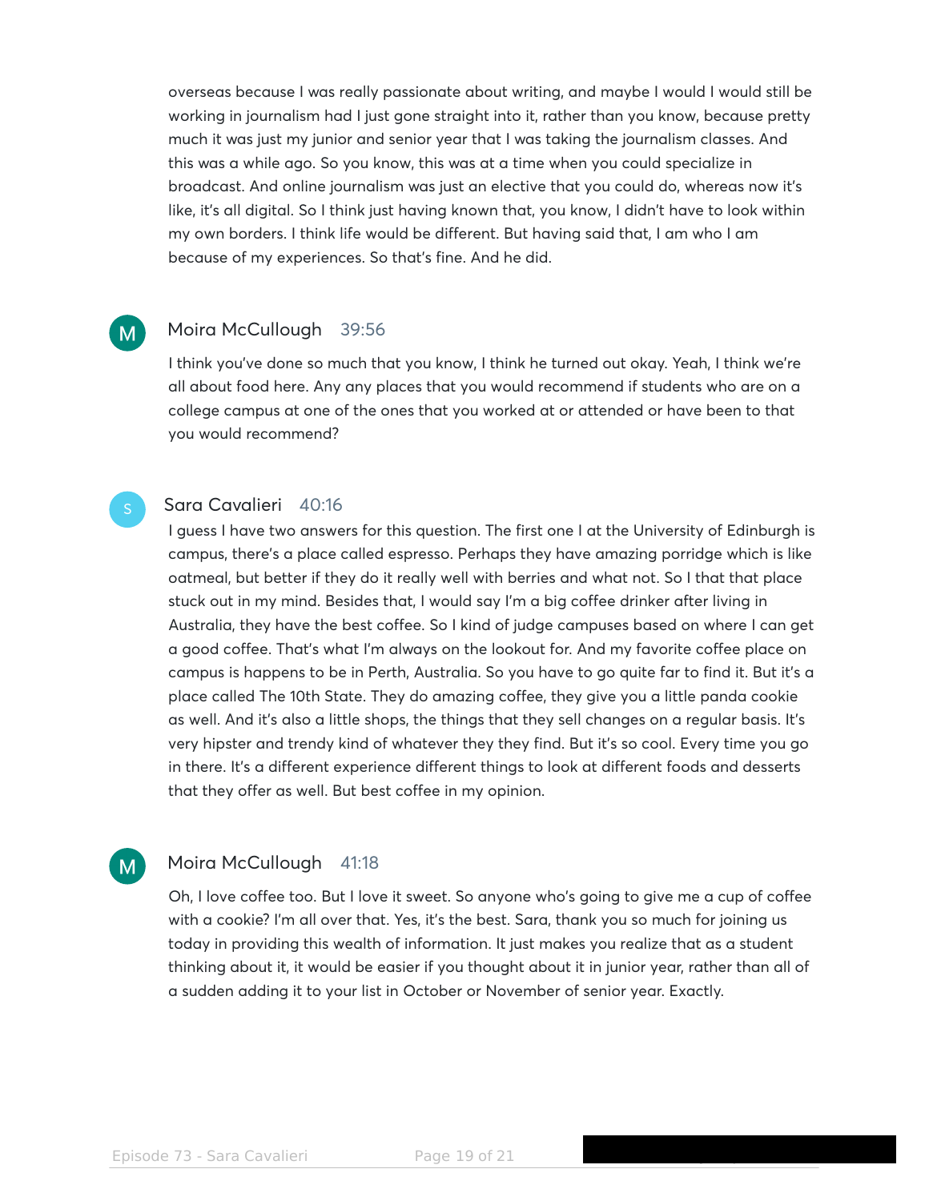overseas because I was really passionate about writing, and maybe I would I would still be working in journalism had I just gone straight into it, rather than you know, because pretty much it was just my junior and senior year that I was taking the journalism classes. And this was a while ago. So you know, this was at a time when you could specialize in broadcast. And online journalism was just an elective that you could do, whereas now it's like, it's all digital. So I think just having known that, you know, I didn't have to look within my own borders. I think life would be different. But having said that, I am who I am because of my experiences. So that's fine. And he did.

**Moira McCullough** 39:56

I think you've done so much that you know, I think he turned out okay. Yeah, I think we're all about food here. Any any places that you would recommend if students who are on a college campus at one of the ones that you worked at or attended or have been to that you would recommend?

**Sara Cavalieri** 40:16

I guess I have two answers for this question. The first one I at the University of Edinburgh is campus, there's a place called espresso. Perhaps they have amazing porridge which is like oatmeal, but better if they do it really well with berries and what not. So I that that place stuck out in my mind. Besides that, I would say I'm a big coffee drinker after living in Australia, they have the best coffee. So I kind of judge campuses based on where I can get a good coffee. That's what I'm always on the lookout for. And my favorite coffee place on campus is happens to be in Perth, Australia. So you have to go quite far to find it. But it's a place called The 10th State. They do amazing coffee, they give you a little panda cookie as well. And it's also a little shops, the things that they sell changes on a regular basis. It's very hipster and trendy kind of whatever they they find. But it's so cool. Every time you go in there. It's a different experience different things to look at different foods and desserts that they offer as well. But best coffee in my opinion.

**Moira McCullough** 41:18

Oh, I love coffee too. But I love it sweet. So anyone who's going to give me a cup of coffee with a cookie? I'm all over that. Yes, it's the best. Sara, thank you so much for joining us today in providing this wealth of information. It just makes you realize that as a student thinking about it, it would be easier if you thought about it in junior year, rather than all of a sudden adding it to your list in October or November of senior year. Exactly.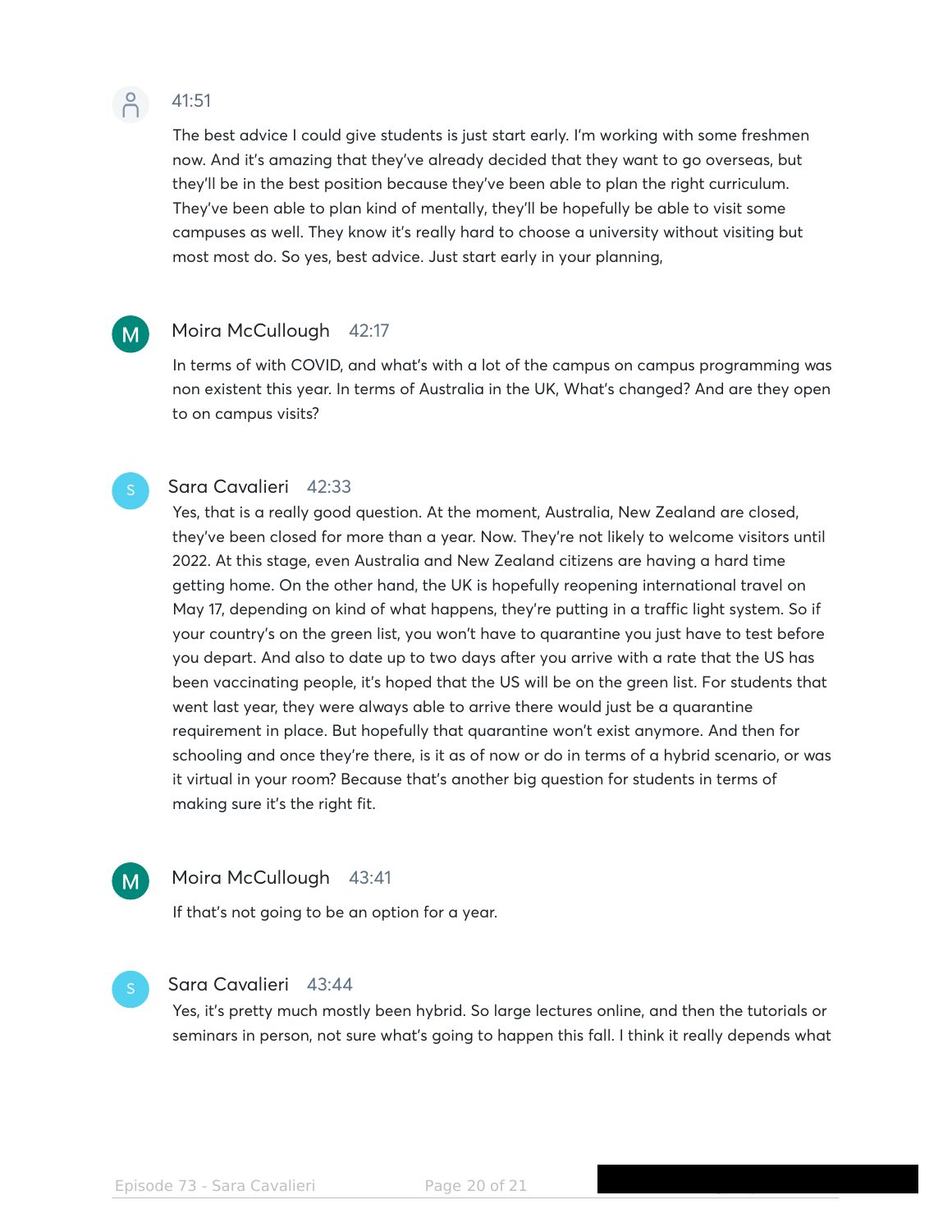41:51

The best advice I could give students is just start early. I'm working with some freshmen now. And it's amazing that they've already decided that they want to go overseas, but they'll be in the best position because they've been able to plan the right curriculum. They've been able to plan kind of mentally, they'll be hopefully be able to visit some campuses as well. They know it's really hard to choose a university without visiting but most most do. So yes, best advice. Just start early in your planning,

**Moira McCullough** 42:17

In terms of with COVID, and what's with a lot of the campus on campus programming was non existent this year. In terms of Australia in the UK, What's changed? And are they open to on campus visits?

**Sara Cavalieri** 42:33

Yes, that is a really good question. At the moment, Australia, New Zealand are closed, they've been closed for more than a year. Now. They're not likely to welcome visitors until 2022. At this stage, even Australia and New Zealand citizens are having a hard time getting home. On the other hand, the UK is hopefully reopening international travel on May 17, depending on kind of what happens, they're putting in a traffic light system. So if your country's on the green list, you won't have to quarantine you just have to test before you depart. And also to date up to two days after you arrive with a rate that the US has been vaccinating people, it's hoped that the US will be on the green list. For students that went last year, they were always able to arrive there would just be a quarantine requirement in place. But hopefully that quarantine won't exist anymore. And then for schooling and once they're there, is it as of now or do in terms of a hybrid scenario, or was it virtual in your room? Because that's another big question for students in terms of making sure it's the right fit.

**Moira McCullough** 43:41

If that's not going to be an option for a year.

**Sara Cavalieri** 43:44

Yes, it's pretty much mostly been hybrid. So large lectures online, and then the tutorials or seminars in person, not sure what's going to happen this fall. I think it really depends what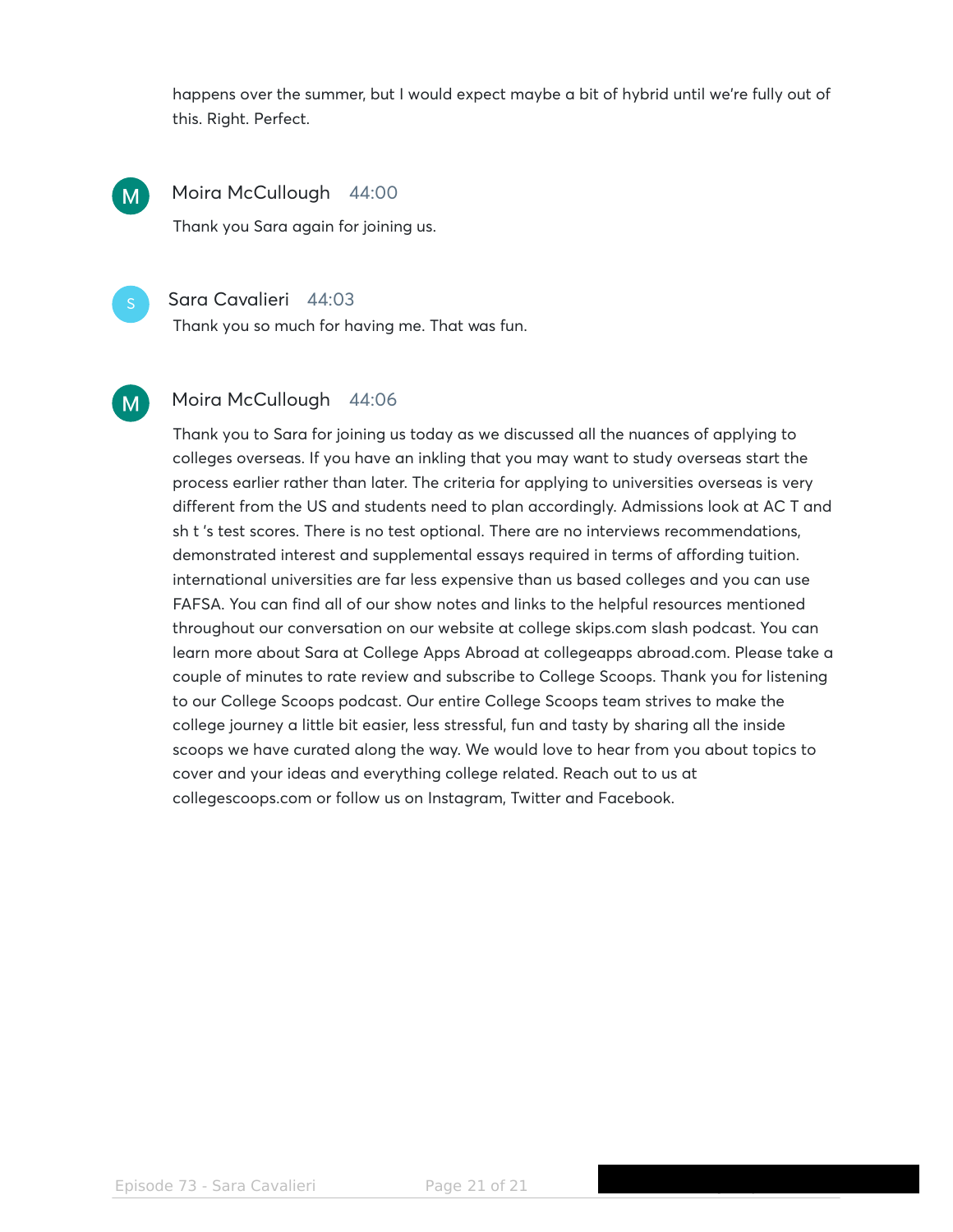happens over the summer, but I would expect maybe a bit of hybrid until we're fully out of this. Right. Perfect.

**Moira McCullough** 44:00

Thank you Sara again for joining us.

**Sara Cavalieri** 44:03

Thank you so much for having me. That was fun.

**Moira McCullough** 44:06

Thank you to Sara for joining us today as we discussed all the nuances of applying to colleges overseas. If you have an inkling that you may want to study overseas start the process earlier rather than later. The criteria for applying to universities overseas is very different from the US and students need to plan accordingly. Admissions look at AC T and sh t 's test scores. There is no test optional. There are no interviews recommendations, demonstrated interest and supplemental essays required in terms of affording tuition. international universities are far less expensive than us based colleges and you can use FAFSA. You can find all of our show notes and links to the helpful resources mentioned throughout our conversation on our website at college skips.com slash podcast. You can learn more about Sara at College Apps Abroad at collegeapps abroad.com. Please take a couple of minutes to rate review and subscribe to College Scoops. Thank you for listening to our College Scoops podcast. Our entire College Scoops team strives to make the college journey a little bit easier, less stressful, fun and tasty by sharing all the inside scoops we have curated along the way. We would love to hear from you about topics to cover and your ideas and everything college related. Reach out to us at collegescoops.com or follow us on Instagram, Twitter and Facebook.